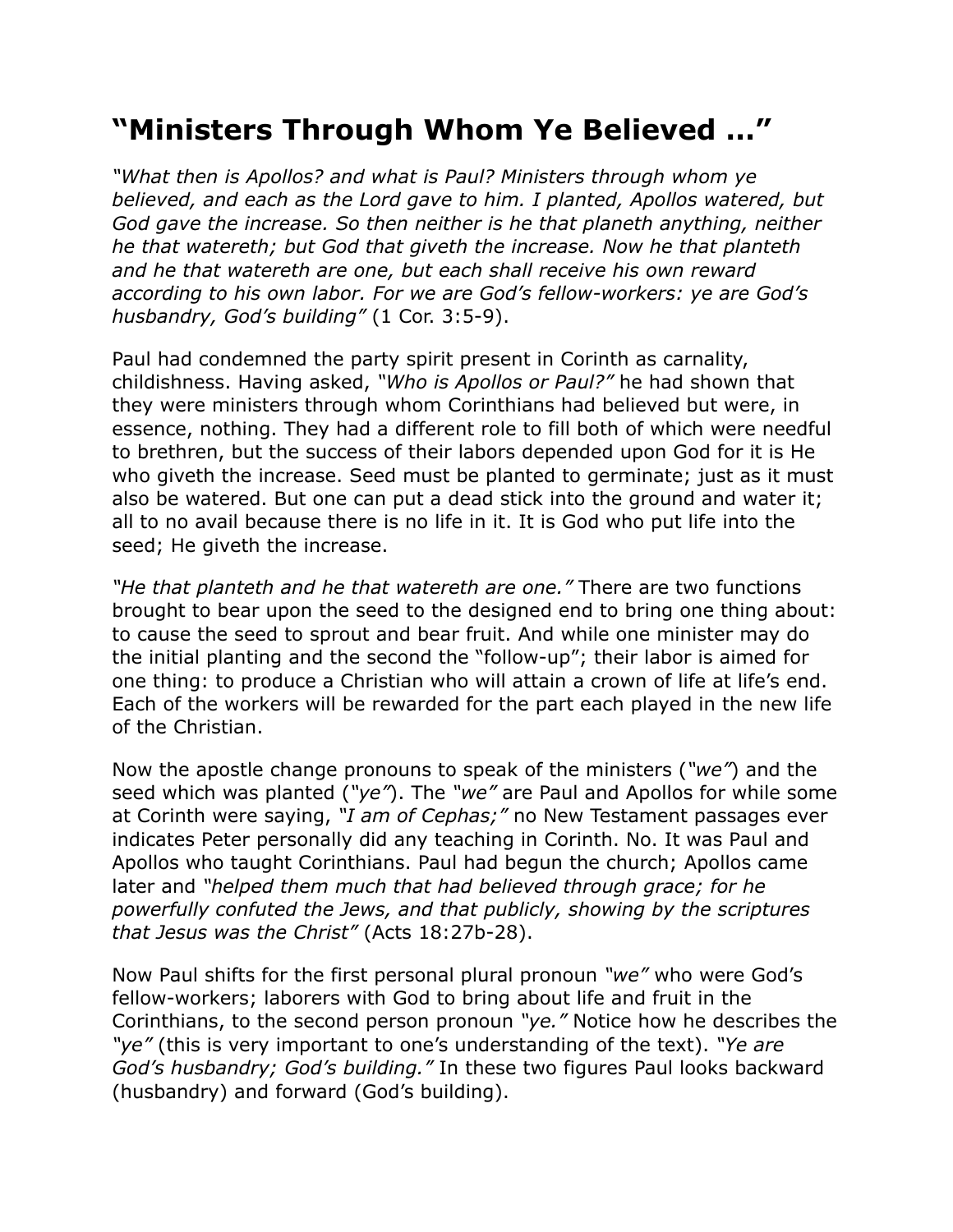# "Ministers Through Whom Ye Believed …"

*"What then is Apollos? and what is Paul? Ministers through whom ye believed, and each as the Lord gave to him. I planted, Apollos watered, but God gave the increase. So then neither is he that planeth anything, neither he that watereth; but God that giveth the increase. Now he that planteth and he that watereth are one, but each shall receive his own reward according to his own labor. For we are God's fellow-workers: ye are God's husbandry, God's building"* (1 Cor. 3:5-9).

Paul had condemned the party spirit present in Corinth as carnality, childishness. Having asked, *"Who is Apollos or Paul?"* he had shown that they were ministers through whom Corinthians had believed but were, in essence, nothing. They had a different role to fill both of which were needful to brethren, but the success of their labors depended upon God for it is He who giveth the increase. Seed must be planted to germinate; just as it must also be watered. But one can put a dead stick into the ground and water it; all to no avail because there is no life in it. It is God who put life into the seed; He giveth the increase.

*"He that planteth and he that watereth are one."* There are two functions brought to bear upon the seed to the designed end to bring one thing about: to cause the seed to sprout and bear fruit. And while one minister may do the initial planting and the second the "follow-up"; their labor is aimed for one thing: to produce a Christian who will attain a crown of life at life's end. Each of the workers will be rewarded for the part each played in the new life of the Christian.

Now the apostle change pronouns to speak of the ministers (*"we"*) and the seed which was planted (*"ye"*). The *"we"* are Paul and Apollos for while some at Corinth were saying, *"I am of Cephas;"* no New Testament passages ever indicates Peter personally did any teaching in Corinth. No. It was Paul and Apollos who taught Corinthians. Paul had begun the church; Apollos came later and *"helped them much that had believed through grace; for he powerfully confuted the Jews, and that publicly, showing by the scriptures that Jesus was the Christ"* (Acts 18:27b-28).

Now Paul shifts for the first personal plural pronoun *"we"* who were God's fellow-workers; laborers with God to bring about life and fruit in the Corinthians, to the second person pronoun *"ye."* Notice how he describes the *"ye"* (this is very important to one's understanding of the text). *"Ye are God's husbandry; God's building."* In these two figures Paul looks backward (husbandry) and forward (God's building).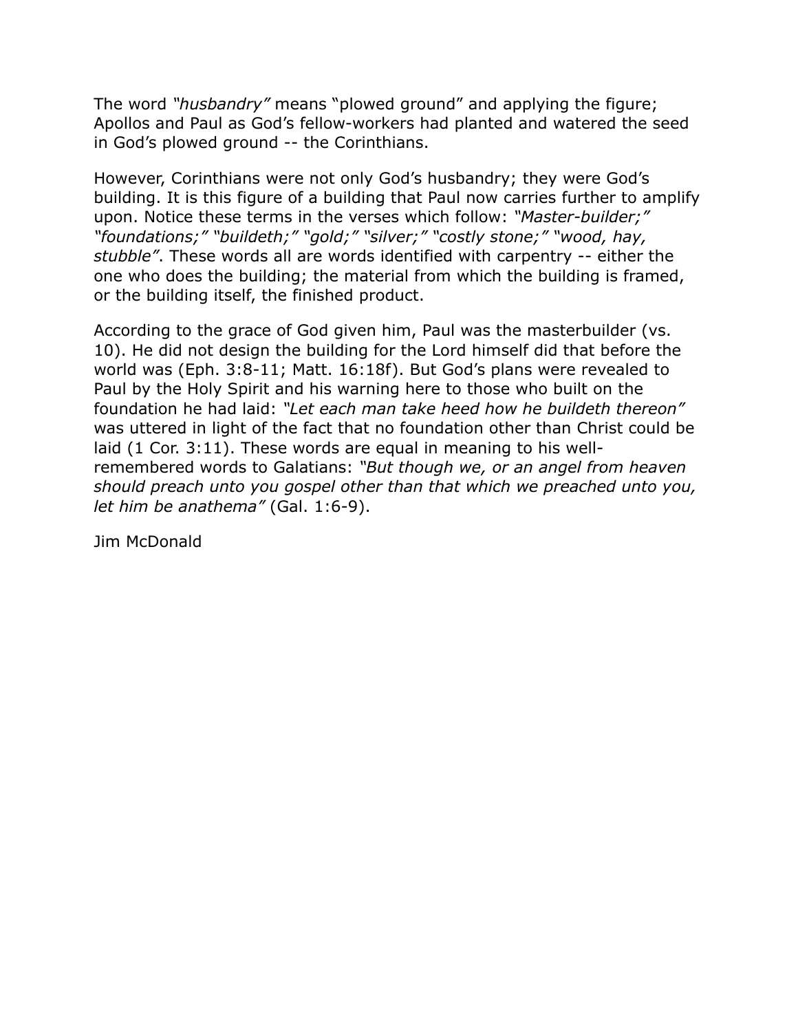The word *"husbandry"* means "plowed ground" and applying the figure; Apollos and Paul as God's fellow-workers had planted and watered the seed in God's plowed ground -- the Corinthians.

However, Corinthians were not only God's husbandry; they were God's building. It is this figure of a building that Paul now carries further to amplify upon. Notice these terms in the verses which follow: *"Master-builder;" "foundations;" "buildeth;" "gold;" "silver;" "costly stone;" "wood, hay, stubble"*. These words all are words identified with carpentry -- either the one who does the building; the material from which the building is framed, or the building itself, the finished product.

According to the grace of God given him, Paul was the masterbuilder (vs. 10). He did not design the building for the Lord himself did that before the world was (Eph. 3:8-11; Matt. 16:18f). But God's plans were revealed to Paul by the Holy Spirit and his warning here to those who built on the foundation he had laid: *"Let each man take heed how he buildeth thereon"* was uttered in light of the fact that no foundation other than Christ could be laid (1 Cor. 3:11). These words are equal in meaning to his well-remembered words to Galatians: *"But though we, or an angel from heaven should preach unto you gospel other than that which we preached unto you, let him be anathema"* (Gal. 1:6-9).

Jim McDonald